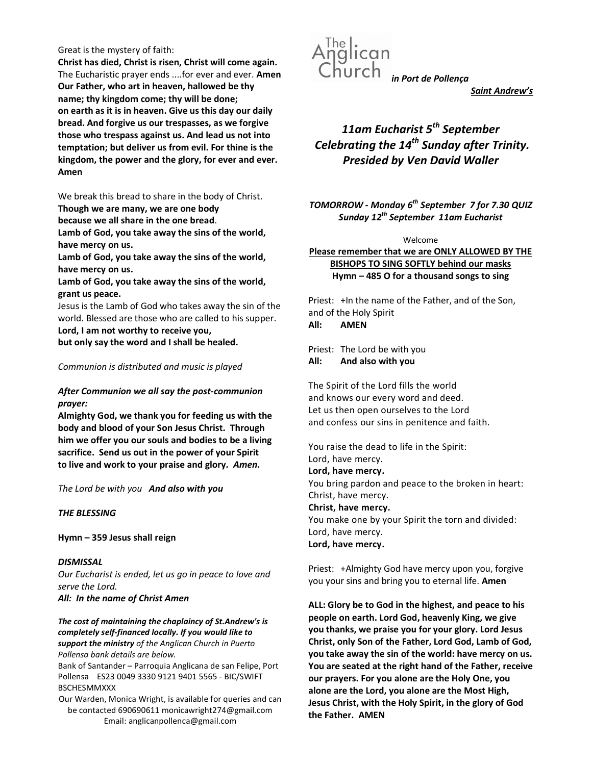The Anglican Church *in Port de Pollença*

***Saint Andrew's***

## *11am Eucharist 5th September Celebrating the 14th Sunday after Trinity. Presided by Ven David Waller*

***TOMORROW - Monday 6th September 7 for 7.30 QUIZ***
***Sunday 12th September 11am Eucharist***

Welcome

**Please remember that we are ONLY ALLOWED BY THE BISHOPS TO SING SOFTLY behind our masks**

**Hymn – 485 O for a thousand songs to sing**

Priest: +In the name of the Father, and of the Son, and of the Holy Spirit
**All: AMEN**

Priest: The Lord be with you
**All: And also with you**

The Spirit of the Lord fills the world
and knows our every word and deed.
Let us then open ourselves to the Lord
and confess our sins in penitence and faith.

You raise the dead to life in the Spirit:
Lord, have mercy.
**Lord, have mercy.**
You bring pardon and peace to the broken in heart:
Christ, have mercy.
**Christ, have mercy.**
You make one by your Spirit the torn and divided:
Lord, have mercy.
**Lord, have mercy.**

Priest: +Almighty God have mercy upon you, forgive you your sins and bring you to eternal life. **Amen**

**ALL: Glory be to God in the highest, and peace to his people on earth. Lord God, heavenly King, we give you thanks, we praise you for your glory. Lord Jesus Christ, only Son of the Father, Lord God, Lamb of God, you take away the sin of the world: have mercy on us. You are seated at the right hand of the Father, receive our prayers. For you alone are the Holy One, you alone are the Lord, you alone are the Most High, Jesus Christ, with the Holy Spirit, in the glory of God the Father. AMEN**

Great is the mystery of faith:
**Christ has died, Christ is risen, Christ will come again.**
The Eucharistic prayer ends ....for ever and ever. **Amen**
**Our Father, who art in heaven, hallowed be thy name; thy kingdom come; thy will be done; on earth as it is in heaven. Give us this day our daily bread. And forgive us our trespasses, as we forgive those who trespass against us. And lead us not into temptation; but deliver us from evil. For thine is the kingdom, the power and the glory, for ever and ever. Amen**

We break this bread to share in the body of Christ.
**Though we are many, we are one body**
**because we all share in the one bread**.
**Lamb of God, you take away the sins of the world, have mercy on us.**
**Lamb of God, you take away the sins of the world, have mercy on us.**
**Lamb of God, you take away the sins of the world, grant us peace.**
Jesus is the Lamb of God who takes away the sin of the world. Blessed are those who are called to his supper.
**Lord, I am not worthy to receive you,**
**but only say the word and I shall be healed.**

*Communion is distributed and music is played*

***After Communion we all say the post-communion prayer:***
**Almighty God, we thank you for feeding us with the body and blood of your Son Jesus Christ. Through him we offer you our souls and bodies to be a living sacrifice. Send us out in the power of your Spirit to live and work to your praise and glory.** ***Amen.***

*The Lord be with you* ***And also with you***

***THE BLESSING***

**Hymn – 359 Jesus shall reign**

***DISMISSAL***
*Our Eucharist is ended, let us go in peace to love and serve the Lord.*
***All: In the name of Christ Amen***

***The cost of maintaining the chaplaincy of St.Andrew's is completely self-financed locally. If you would like to support the ministry*** *of the Anglican Church in Puerto Pollensa bank details are below.*

Bank of Santander – Parroquia Anglicana de san Felipe, Port Pollensa ES23 0049 3330 9121 9401 5565 - BIC/SWIFT BSCHESMMXXX

Our Warden, Monica Wright, is available for queries and can be contacted 690690611 monicawright274@gmail.com
Email: anglicanpollenca@gmail.com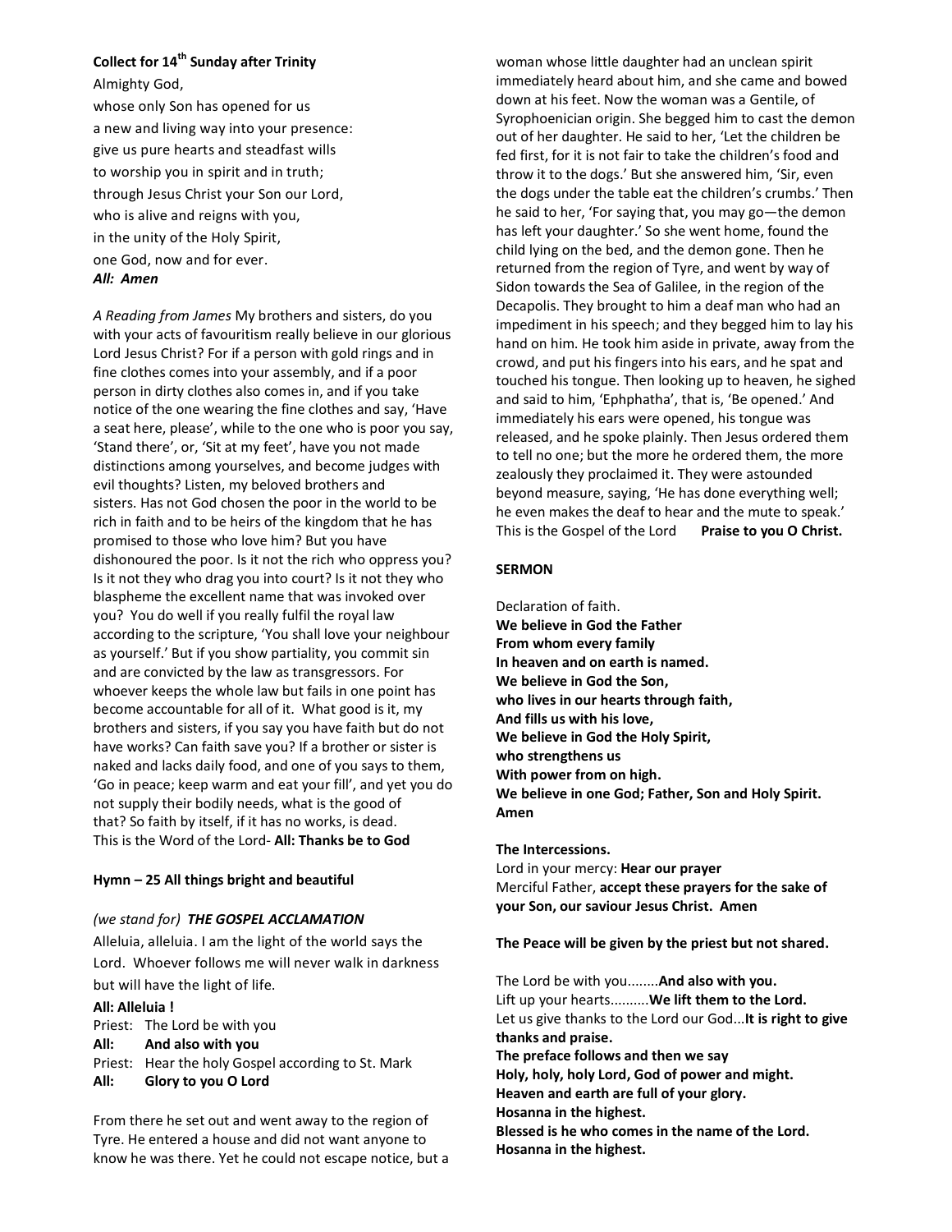**Collect for 14th Sunday after Trinity**

Almighty God,
whose only Son has opened for us
a new and living way into your presence:
give us pure hearts and steadfast wills
to worship you in spirit and in truth;
through Jesus Christ your Son our Lord,
who is alive and reigns with you,
in the unity of the Holy Spirit,
one God, now and for ever.
***All: Amen***

*A Reading from James* My brothers and sisters, do you with your acts of favouritism really believe in our glorious Lord Jesus Christ? For if a person with gold rings and in fine clothes comes into your assembly, and if a poor person in dirty clothes also comes in, and if you take notice of the one wearing the fine clothes and say, 'Have a seat here, please', while to the one who is poor you say, 'Stand there', or, 'Sit at my feet', have you not made distinctions among yourselves, and become judges with evil thoughts? Listen, my beloved brothers and sisters. Has not God chosen the poor in the world to be rich in faith and to be heirs of the kingdom that he has promised to those who love him? But you have dishonoured the poor. Is it not the rich who oppress you? Is it not they who drag you into court? Is it not they who blaspheme the excellent name that was invoked over you? You do well if you really fulfil the royal law according to the scripture, 'You shall love your neighbour as yourself.' But if you show partiality, you commit sin and are convicted by the law as transgressors. For whoever keeps the whole law but fails in one point has become accountable for all of it. What good is it, my brothers and sisters, if you say you have faith but do not have works? Can faith save you? If a brother or sister is naked and lacks daily food, and one of you says to them, 'Go in peace; keep warm and eat your fill', and yet you do not supply their bodily needs, what is the good of that? So faith by itself, if it has no works, is dead.
This is the Word of the Lord- **All: Thanks be to God**

**Hymn – 25 All things bright and beautiful**

*(we stand for)* ***THE GOSPEL ACCLAMATION***

Alleluia, alleluia. I am the light of the world says the Lord. Whoever follows me will never walk in darkness but will have the light of life.

**All: Alleluia !**
Priest: The Lord be with you
**All: And also with you**
Priest: Hear the holy Gospel according to St. Mark
**All: Glory to you O Lord**

From there he set out and went away to the region of Tyre. He entered a house and did not want anyone to know he was there. Yet he could not escape notice, but a woman whose little daughter had an unclean spirit immediately heard about him, and she came and bowed down at his feet. Now the woman was a Gentile, of Syrophoenician origin. She begged him to cast the demon out of her daughter. He said to her, 'Let the children be fed first, for it is not fair to take the children's food and throw it to the dogs.' But she answered him, 'Sir, even the dogs under the table eat the children's crumbs.' Then he said to her, 'For saying that, you may go—the demon has left your daughter.' So she went home, found the child lying on the bed, and the demon gone. Then he returned from the region of Tyre, and went by way of Sidon towards the Sea of Galilee, in the region of the Decapolis. They brought to him a deaf man who had an impediment in his speech; and they begged him to lay his hand on him. He took him aside in private, away from the crowd, and put his fingers into his ears, and he spat and touched his tongue. Then looking up to heaven, he sighed and said to him, 'Ephphatha', that is, 'Be opened.' And immediately his ears were opened, his tongue was released, and he spoke plainly. Then Jesus ordered them to tell no one; but the more he ordered them, the more zealously they proclaimed it. They were astounded beyond measure, saying, 'He has done everything well; he even makes the deaf to hear and the mute to speak.'
This is the Gospel of the Lord **Praise to you O Christ.**

**SERMON**

Declaration of faith.
**We believe in God the Father**
**From whom every family**
**In heaven and on earth is named.**
**We believe in God the Son,**
**who lives in our hearts through faith,**
**And fills us with his love,**
**We believe in God the Holy Spirit,**
**who strengthens us**
**With power from on high.**
**We believe in one God; Father, Son and Holy Spirit.**
**Amen**

**The Intercessions.**
Lord in your mercy: **Hear our prayer**
Merciful Father, **accept these prayers for the sake of your Son, our saviour Jesus Christ. Amen**

**The Peace will be given by the priest but not shared.**

The Lord be with you........**And also with you.**
Lift up your hearts..........**We lift them to the Lord.**
Let us give thanks to the Lord our God...**It is right to give thanks and praise.**
**The preface follows and then we say**
**Holy, holy, holy Lord, God of power and might.**
**Heaven and earth are full of your glory.**
**Hosanna in the highest.**
**Blessed is he who comes in the name of the Lord.**
**Hosanna in the highest.**